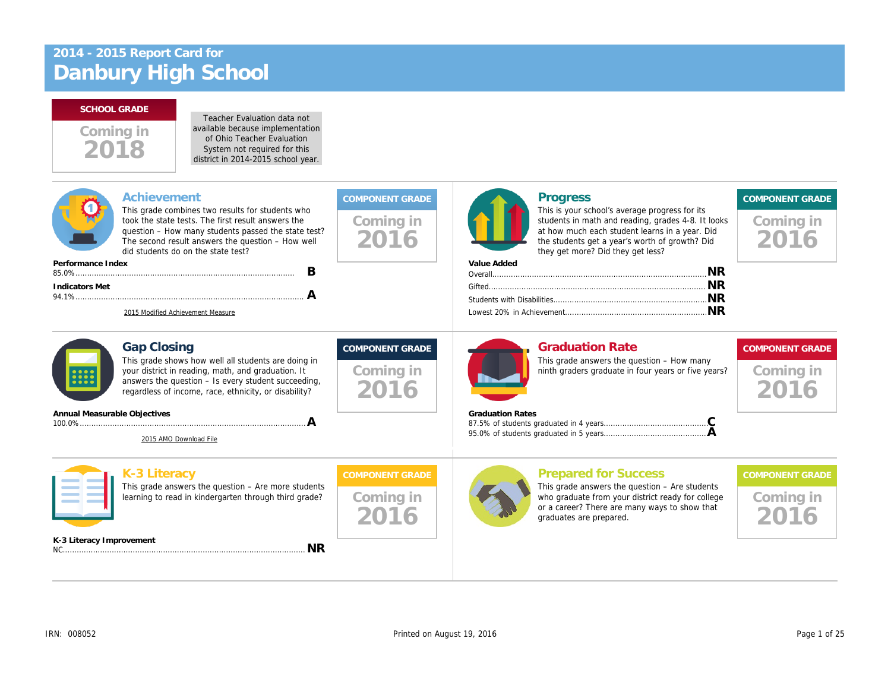# 2014 - 2015 Report Card for
# Danbury High School

**SCHOOL GRADE**

Coming in 2018

Teacher Evaluation data not available because implementation of Ohio Teacher Evaluation System not required for this district in 2014-2015 school year.

## Achievement

This grade combines two results for students who took the state tests. The first result answers the question – How many students passed the state test? The second result answers the question – How well did students do on the state test?

**COMPONENT GRADE**

Coming in 2016

| | |
|---|---|
| **Performance Index** 85.0% | B |
| **Indicators Met** 94.1% | A |

2015 Modified Achievement Measure

## Progress

This is your school's average progress for its students in math and reading, grades 4-8. It looks at how much each student learns in a year. Did the students get a year's worth of growth? Did they get more? Did they get less?

**COMPONENT GRADE**

Coming in 2016

**Value Added**

| | |
|---|---|
| Overall | NR |
| Gifted | NR |
| Students with Disabilities | NR |
| Lowest 20% in Achievement | NR |

## Gap Closing

This grade shows how well all students are doing in your district in reading, math, and graduation. It answers the question – Is every student succeeding, regardless of income, race, ethnicity, or disability?

**COMPONENT GRADE**

Coming in 2016

| | |
|---|---|
| **Annual Measurable Objectives** 100.0% | A |

2015 AMO Download File

## Graduation Rate

This grade answers the question – How many ninth graders graduate in four years or five years?

**COMPONENT GRADE**

Coming in 2016

**Graduation Rates**

| | |
|---|---|
| 87.5% of students graduated in 4 years | C |
| 95.0% of students graduated in 5 years | A |

## K-3 Literacy

This grade answers the question – Are more students learning to read in kindergarten through third grade?

**COMPONENT GRADE**

Coming in 2016

| | |
|---|---|
| **K-3 Literacy Improvement** NC | NR |

## Prepared for Success

This grade answers the question – Are students who graduate from your district ready for college or a career? There are many ways to show that graduates are prepared.

**COMPONENT GRADE**

Coming in 2016

IRN: 008052

Printed on August 19, 2016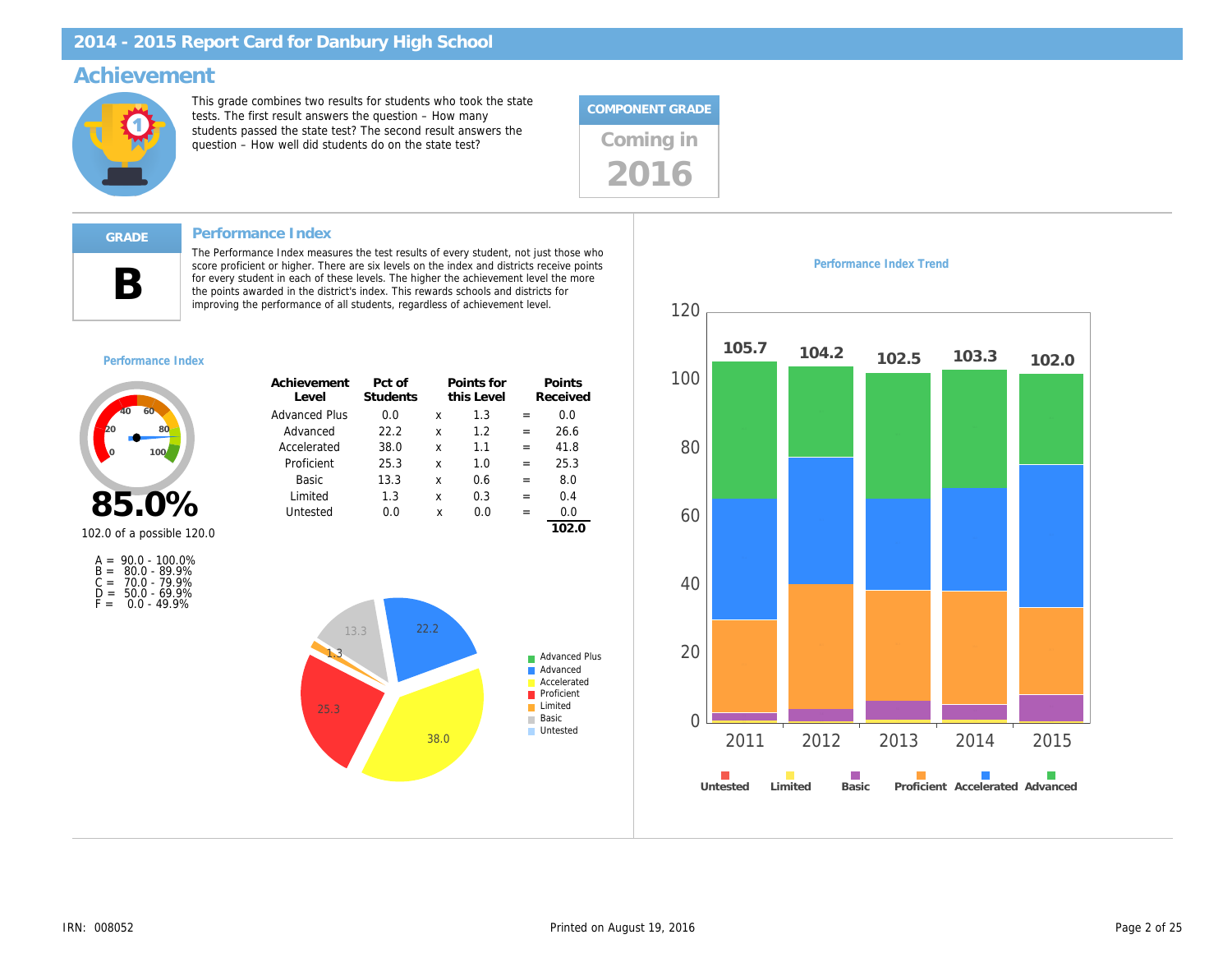# 2014 - 2015 Report Card for Danbury High School

## Achievement

This grade combines two results for students who took the state tests. The first result answers the question – How many students passed the state test? The second result answers the question – How well did students do on the state test?

**COMPONENT GRADE**

Coming in 2016

---

**GRADE**

**B**

### Performance Index

The Performance Index measures the test results of every student, not just those who score proficient or higher. There are six levels on the index and districts receive points for every student in each of these levels. The higher the achievement level the more the points awarded in the district's index. This rewards schools and districts for improving the performance of all students, regardless of achievement level.

**Performance Index**

**85.0%**

102.0 of a possible 120.0

A = 90.0 - 100.0%
B = 80.0 - 89.9%
C = 70.0 - 79.9%
D = 50.0 - 69.9%
F = 0.0 - 49.9%

| Achievement Level | Pct of Students | | Points for this Level | | Points Received |
|---|---|---|---|---|---|
| Advanced Plus | 0.0 | x | 1.3 | = | 0.0 |
| Advanced | 22.2 | x | 1.2 | = | 26.6 |
| Accelerated | 38.0 | x | 1.1 | = | 41.8 |
| Proficient | 25.3 | x | 1.0 | = | 25.3 |
| Basic | 13.3 | x | 0.6 | = | 8.0 |
| Limited | 1.3 | x | 0.3 | = | 0.4 |
| Untested | 0.0 | x | 0.0 | = | 0.0 |
| | | | | | **102.0** |

**Performance Index Trend**

| Year | Performance Index |
|---|---|
| 2011 | 105.7 |
| 2012 | 104.2 |
| 2013 | 102.5 |
| 2014 | 103.3 |
| 2015 | 102.0 |

Untested, Limited, Basic, Proficient, Accelerated, Advanced

IRN: 008052

Printed on August 19, 2016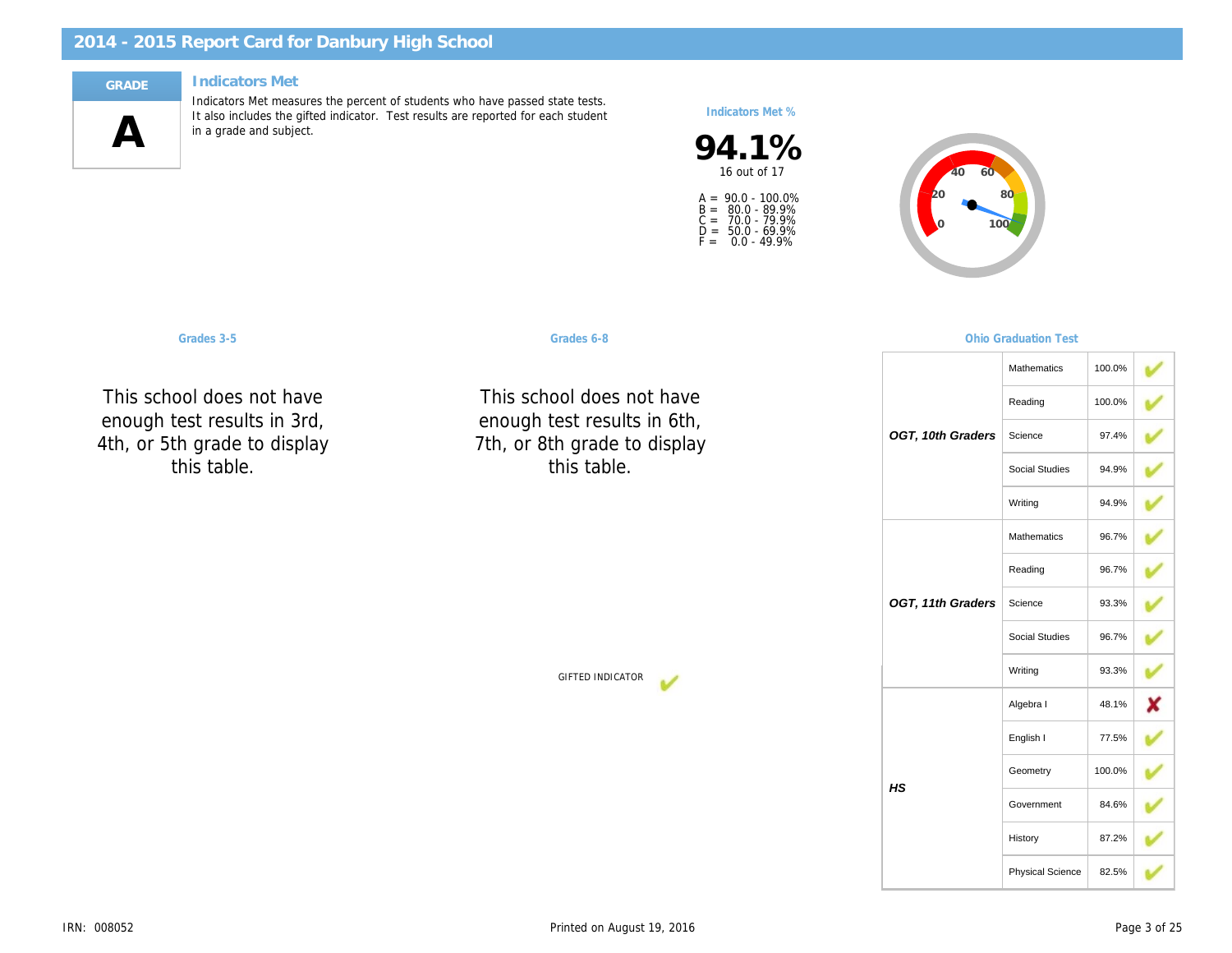# 2014 - 2015 Report Card for Danbury High School

**GRADE**

**A**

## Indicators Met

Indicators Met measures the percent of students who have passed state tests. It also includes the gifted indicator. Test results are reported for each student in a grade and subject.

**Indicators Met %**

**94.1%**

16 out of 17

A = 90.0 - 100.0%
B = 80.0 - 89.9%
C = 70.0 - 79.9%
D = 50.0 - 69.9%
F = 0.0 - 49.9%

### Grades 3-5

This school does not have enough test results in 3rd, 4th, or 5th grade to display this table.

### Grades 6-8

This school does not have enough test results in 6th, 7th, or 8th grade to display this table.

GIFTED INDICATOR ✔

### Ohio Graduation Test

| Test | Subject | Percent | Met |
|---|---|---|---|
| ***OGT, 10th Graders*** | Mathematics | 100.0% | ✔ |
| | Reading | 100.0% | ✔ |
| | Science | 97.4% | ✔ |
| | Social Studies | 94.9% | ✔ |
| | Writing | 94.9% | ✔ |
| ***OGT, 11th Graders*** | Mathematics | 96.7% | ✔ |
| | Reading | 96.7% | ✔ |
| | Science | 93.3% | ✔ |
| | Social Studies | 96.7% | ✔ |
| | Writing | 93.3% | ✔ |
| ***HS*** | Algebra I | 48.1% | ✘ |
| | English I | 77.5% | ✔ |
| | Geometry | 100.0% | ✔ |
| | Government | 84.6% | ✔ |
| | History | 87.2% | ✔ |
| | Physical Science | 82.5% | ✔ |

IRN: 008052

Printed on August 19, 2016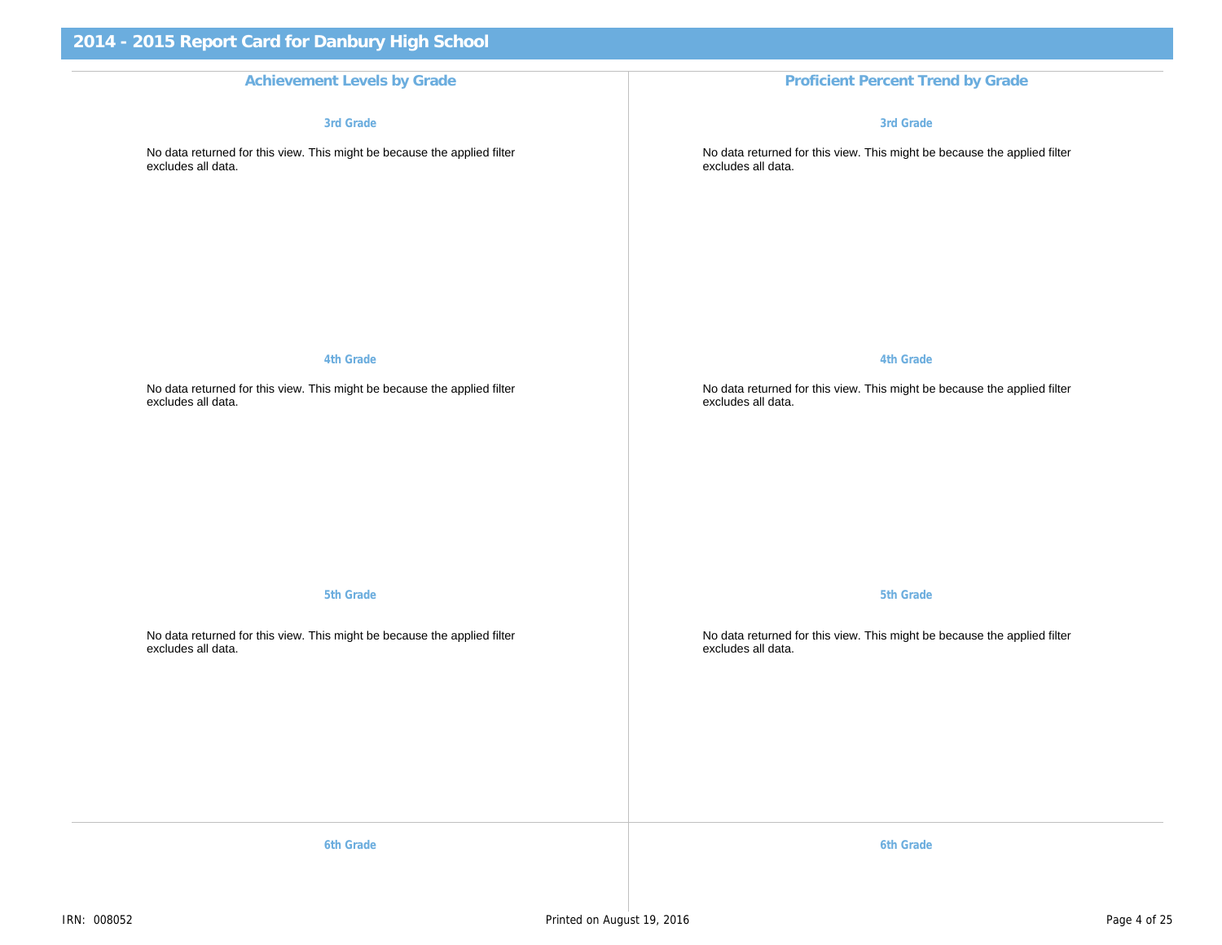## 2014 - 2015 Report Card for Danbury High School

### Achievement Levels by Grade

#### 3rd Grade

No data returned for this view. This might be because the applied filter excludes all data.

#### 4th Grade

No data returned for this view. This might be because the applied filter excludes all data.

#### 5th Grade

No data returned for this view. This might be because the applied filter excludes all data.

### Proficient Percent Trend by Grade

#### 3rd Grade

No data returned for this view. This might be because the applied filter excludes all data.

#### 4th Grade

No data returned for this view. This might be because the applied filter excludes all data.

#### 5th Grade

No data returned for this view. This might be because the applied filter excludes all data.

#### 6th Grade

#### 6th Grade

IRN: 008052

Printed on August 19, 2016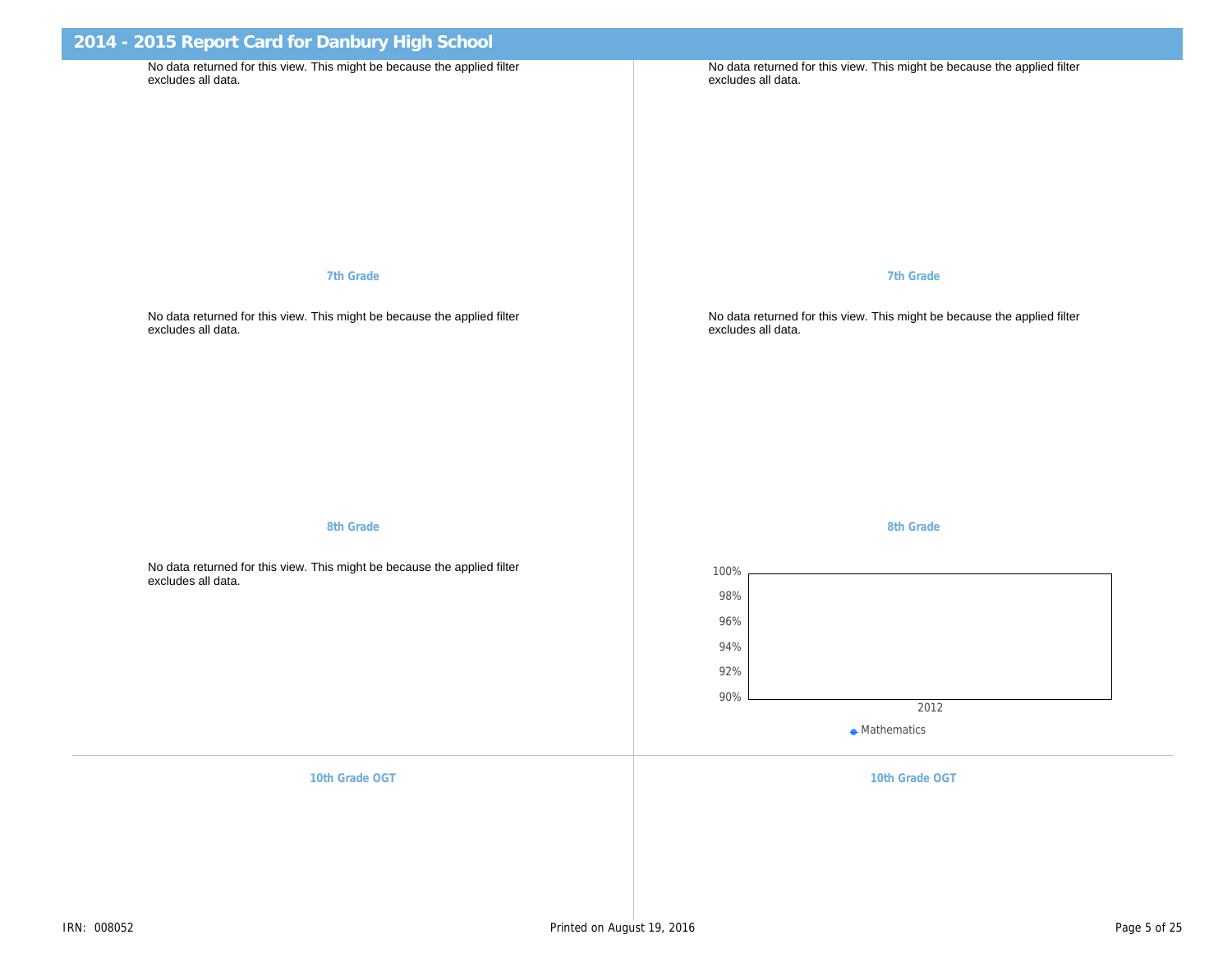## 2014 - 2015 Report Card for Danbury High School

No data returned for this view. This might be because the applied filter excludes all data.

**7th Grade**

No data returned for this view. This might be because the applied filter excludes all data.

**8th Grade**

No data returned for this view. This might be because the applied filter excludes all data.

**10th Grade OGT**

No data returned for this view. This might be because the applied filter excludes all data.

**7th Grade**

No data returned for this view. This might be because the applied filter excludes all data.

**8th Grade**

100%
98%
96%
94%
92%
90%

2012

Mathematics

**10th Grade OGT**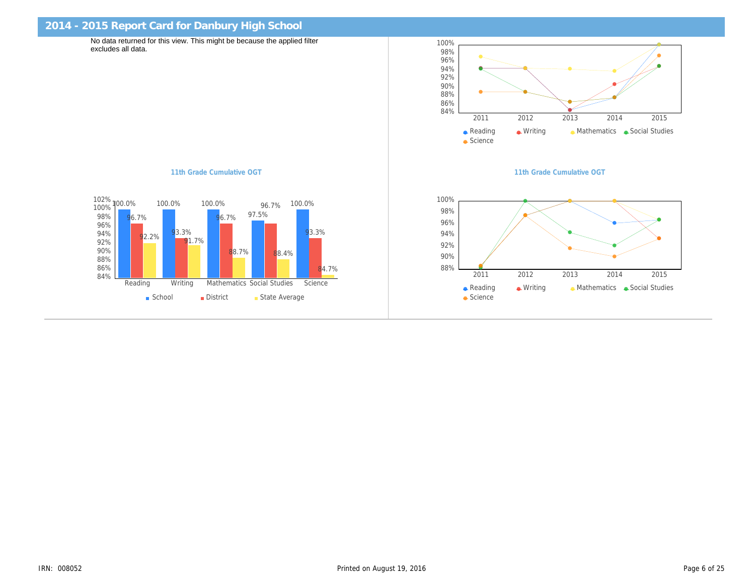## 2014 - 2015 Report Card for Danbury High School

No data returned for this view. This might be because the applied filter excludes all data.

Reading | Writing | Mathematics | Social Studies | Science

### 11th Grade Cumulative OGT

| | Reading | Writing | Mathematics | Social Studies | Science |
|---|---|---|---|---|---|
| School | 100.0% | 100.0% | 100.0% | 97.5% | 100.0% |
| District | 96.7% | 93.3% | 96.7% | 96.7% | 93.3% |
| State Average | 92.2% | 91.7% | 88.7% | 88.4% | 84.7% |

### 11th Grade Cumulative OGT

Reading | Writing | Mathematics | Social Studies | Science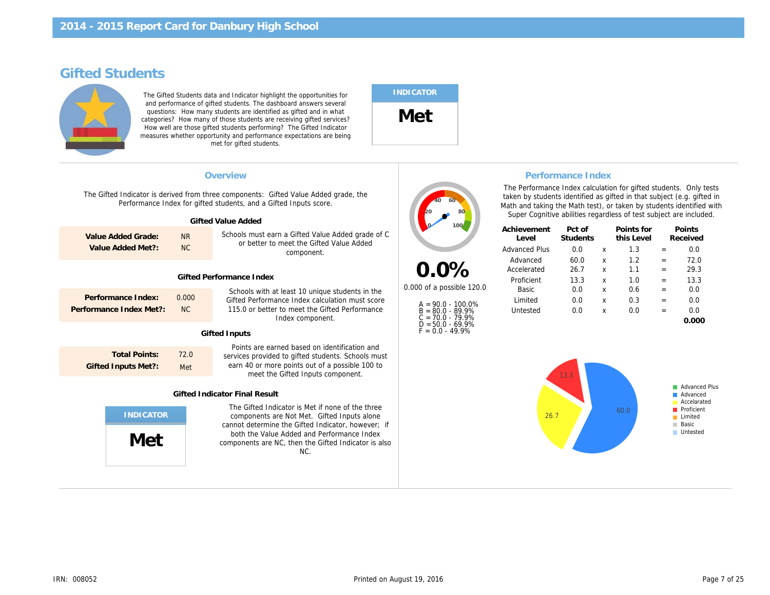# 2014 - 2015 Report Card for Danbury High School

## Gifted Students

The Gifted Students data and Indicator highlight the opportunities for and performance of gifted students. The dashboard answers several questions: How many students are identified as gifted and in what categories? How many of those students are receiving gifted services? How well are those gifted students performing? The Gifted Indicator measures whether opportunity and performance expectations are being met for gifted students.

**INDICATOR**

**Met**

### Overview

The Gifted Indicator is derived from three components: Gifted Value Added grade, the Performance Index for gifted students, and a Gifted Inputs score.

#### Gifted Value Added

| | |
|---|---|
| **Value Added Grade:** | NR |
| **Value Added Met?:** | NC |

Schools must earn a Gifted Value Added grade of C or better to meet the Gifted Value Added component.

#### Gifted Performance Index

| | |
|---|---|
| **Performance Index:** | 0.000 |
| **Performance Index Met?:** | NC |

Schools with at least 10 unique students in the Gifted Performance Index calculation must score 115.0 or better to meet the Gifted Performance Index component.

#### Gifted Inputs

| | |
|---|---|
| **Total Points:** | 72.0 |
| **Gifted Inputs Met?:** | Met |

Points are earned based on identification and services provided to gifted students. Schools must earn 40 or more points out of a possible 100 to meet the Gifted Inputs component.

#### Gifted Indicator Final Result

**INDICATOR**

**Met**

The Gifted Indicator is Met if none of the three components are Not Met. Gifted Inputs alone cannot determine the Gifted Indicator, however; if both the Value Added and Performance Index components are NC, then the Gifted Indicator is also NC.

### Performance Index

**0.0%**

0.000 of a possible 120.0

A = 90.0 - 100.0%
B = 80.0 - 89.9%
C = 70.0 - 79.9%
D = 50.0 - 69.9%
F = 0.0 - 49.9%

The Performance Index calculation for gifted students. Only tests taken by students identified as gifted in that subject (e.g. gifted in Math and taking the Math test), or taken by students identified with Super Cognitive abilities regardless of test subject are included.

| Achievement Level | Pct of Students | | Points for this Level | | Points Received |
|---|---|---|---|---|---|
| Advanced Plus | 0.0 | x | 1.3 | = | 0.0 |
| Advanced | 60.0 | x | 1.2 | = | 72.0 |
| Accelerated | 26.7 | x | 1.1 | = | 29.3 |
| Proficient | 13.3 | x | 1.0 | = | 13.3 |
| Basic | 0.0 | x | 0.6 | = | 0.0 |
| Limited | 0.0 | x | 0.3 | = | 0.0 |
| Untested | 0.0 | x | 0.0 | = | 0.0 |
| | | | | | **0.000** |

Advanced Plus, Advanced: 60.0, Accelarated: 26.7, Proficient: 13.3, Limited, Basic, Untested

IRN: 008052

Printed on August 19, 2016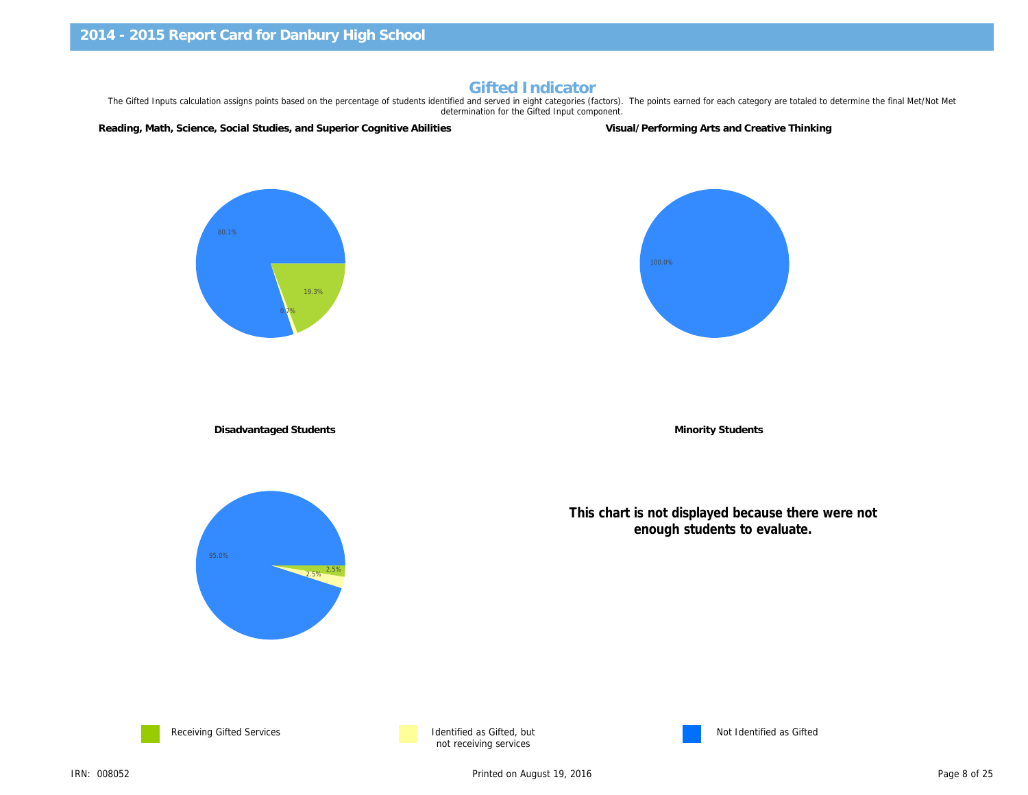## Gifted Indicator

The Gifted Inputs calculation assigns points based on the percentage of students identified and served in eight categories (factors). The points earned for each category are totaled to determine the final Met/Not Met determination for the Gifted Input component.

**Reading, Math, Science, Social Studies, and Superior Cognitive Abilities**

80.1%

19.3%

0.7%

**Visual/Performing Arts and Creative Thinking**

100.0%

**Disadvantaged Students**

95.0%

2.5%

2.5%

**Minority Students**

**This chart is not displayed because there were not enough students to evaluate.**

Receiving Gifted Services

Identified as Gifted, but not receiving services

Not Identified as Gifted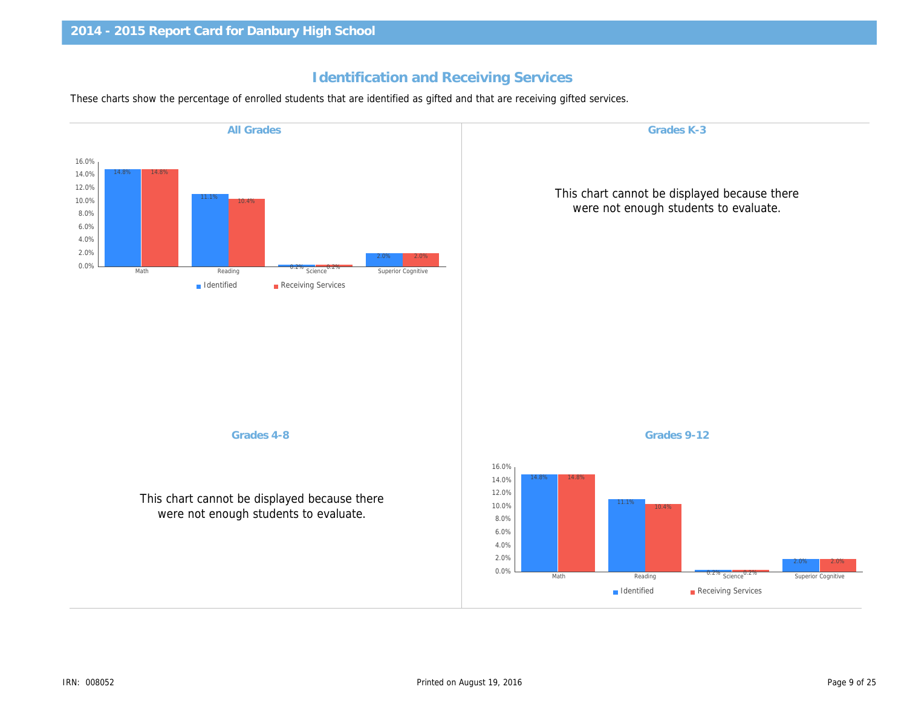## Identification and Receiving Services

These charts show the percentage of enrolled students that are identified as gifted and that are receiving gifted services.

### All Grades

| | Identified | Receiving Services |
|---|---|---|
| Math | 14.8% | 14.8% |
| Reading | 11.1% | 10.4% |
| Science | 0.2% | 0.2% |
| Superior Cognitive | 2.0% | 2.0% |

### Grades K-3

This chart cannot be displayed because there were not enough students to evaluate.

### Grades 4-8

This chart cannot be displayed because there were not enough students to evaluate.

### Grades 9-12

| | Identified | Receiving Services |
|---|---|---|
| Math | 14.8% | 14.8% |
| Reading | 11.1% | 10.4% |
| Science | 0.2% | 0.2% |
| Superior Cognitive | 2.0% | 2.0% |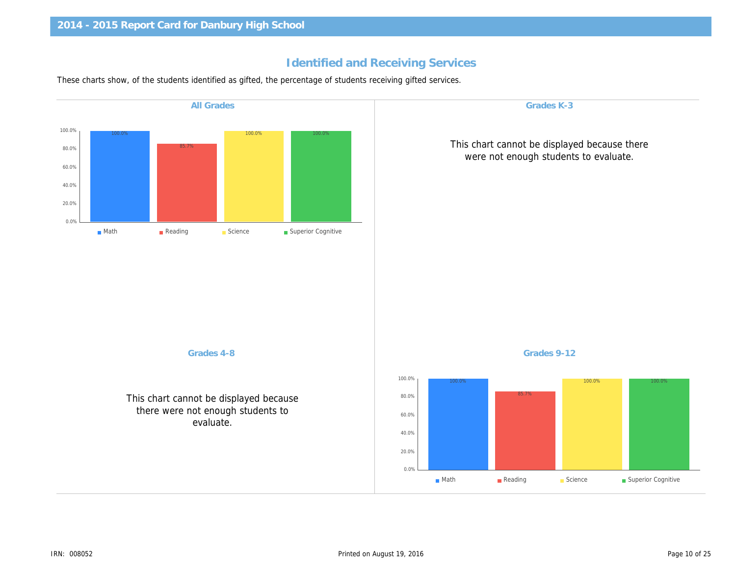## 2014 - 2015 Report Card for Danbury High School

# Identified and Receiving Services

These charts show, of the students identified as gifted, the percentage of students receiving gifted services.

### All Grades

| Math | Reading | Science | Superior Cognitive |
|---|---|---|---|
| 100.0% | 85.7% | 100.0% | 100.0% |

### Grades K-3

This chart cannot be displayed because there were not enough students to evaluate.

### Grades 4-8

This chart cannot be displayed because there were not enough students to evaluate.

### Grades 9-12

| Math | Reading | Science | Superior Cognitive |
|---|---|---|---|
| 100.0% | 85.7% | 100.0% | 100.0% |

IRN: 008052

Printed on August 19, 2016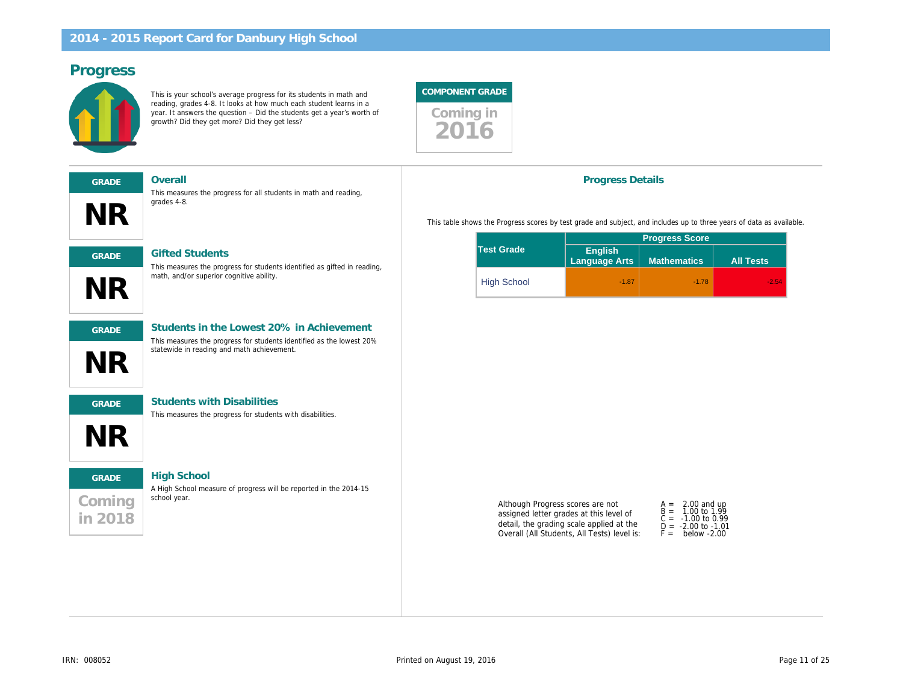# 2014 - 2015 Report Card for Danbury High School

## Progress

This is your school's average progress for its students in math and reading, grades 4-8. It looks at how much each student learns in a year. It answers the question – Did the students get a year's worth of growth? Did they get more? Did they get less?

**COMPONENT GRADE**

Coming in 2016

---

**GRADE**

**NR**

### Overall

This measures the progress for all students in math and reading, grades 4-8.

**GRADE**

**NR**

### Gifted Students

This measures the progress for students identified as gifted in reading, math, and/or superior cognitive ability.

**GRADE**

**NR**

### Students in the Lowest 20% in Achievement

This measures the progress for students identified as the lowest 20% statewide in reading and math achievement.

**GRADE**

**NR**

### Students with Disabilities

This measures the progress for students with disabilities.

**GRADE**

Coming in 2018

### High School

A High School measure of progress will be reported in the 2014-15 school year.

### Progress Details

This table shows the Progress scores by test grade and subject, and includes up to three years of data as available.

| Test Grade | Progress Score | | |
|---|---|---|---|
| | English Language Arts | Mathematics | All Tests |
| High School | -1.87 | -1.78 | -2.54 |

Although Progress scores are not assigned letter grades at this level of detail, the grading scale applied at the Overall (All Students, All Tests) level is:

- A = 2.00 and up
- B = 1.00 to 1.99
- C = -1.00 to 0.99
- D = -2.00 to -1.01
- F = below -2.00

IRN: 008052

Printed on August 19, 2016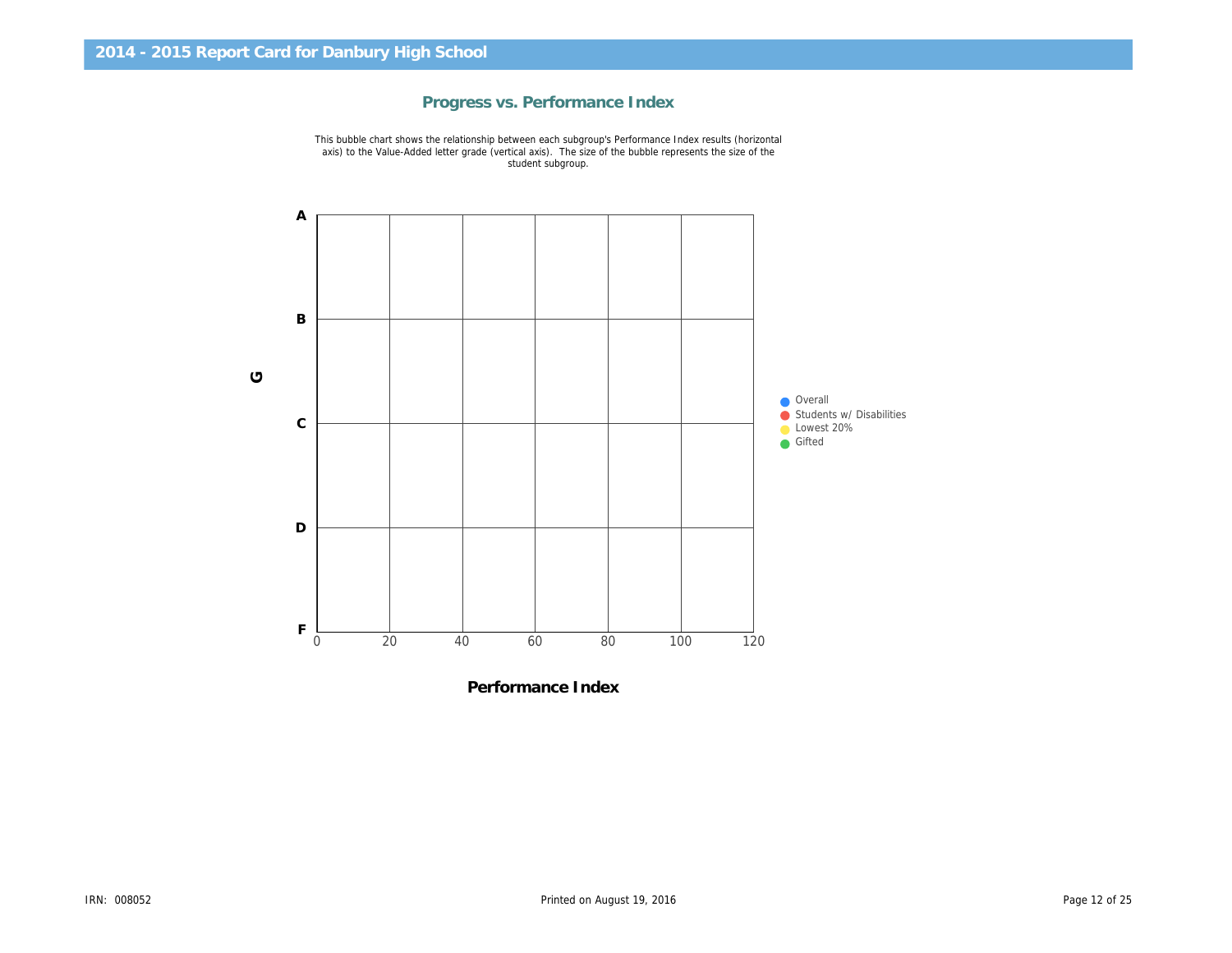## 2014 - 2015 Report Card for Danbury High School

### Progress vs. Performance Index

This bubble chart shows the relationship between each subgroup's Performance Index results (horizontal axis) to the Value-Added letter grade (vertical axis). The size of the bubble represents the size of the student subgroup.

G

A

B

C

D

F

0 20 40 60 80 100 120

Performance Index

- Overall
- Students w/ Disabilities
- Lowest 20%
- Gifted

IRN: 008052

Printed on August 19, 2016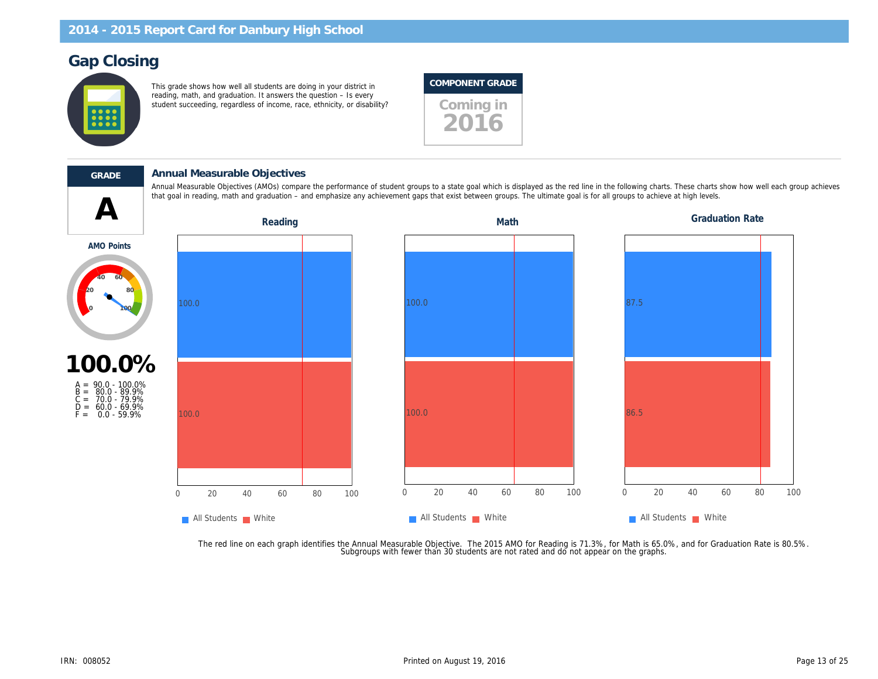## 2014 - 2015 Report Card for Danbury High School

# Gap Closing

This grade shows how well all students are doing in your district in reading, math, and graduation. It answers the question – Is every student succeeding, regardless of income, race, ethnicity, or disability?

**COMPONENT GRADE**

Coming in 2016

---

**GRADE**

# A

**AMO Points**

**100.0%**

A = 90.0 - 100.0%
B = 80.0 - 89.9%
C = 70.0 - 79.9%
D = 60.0 - 69.9%
F = 0.0 - 59.9%

### Annual Measurable Objectives

Annual Measurable Objectives (AMOs) compare the performance of student groups to a state goal which is displayed as the red line in the following charts. These charts show how well each group achieves that goal in reading, math and graduation – and emphasize any achievement gaps that exist between groups. The ultimate goal is for all groups to achieve at high levels.

| Group | Reading | Math | Graduation Rate |
|---|---|---|---|
| All Students | 100.0 | 100.0 | 87.5 |
| White | 100.0 | 100.0 | 86.5 |

The red line on each graph identifies the Annual Measurable Objective. The 2015 AMO for Reading is 71.3%, for Math is 65.0%, and for Graduation Rate is 80.5%. Subgroups with fewer than 30 students are not rated and do not appear on the graphs.

IRN: 008052

Printed on August 19, 2016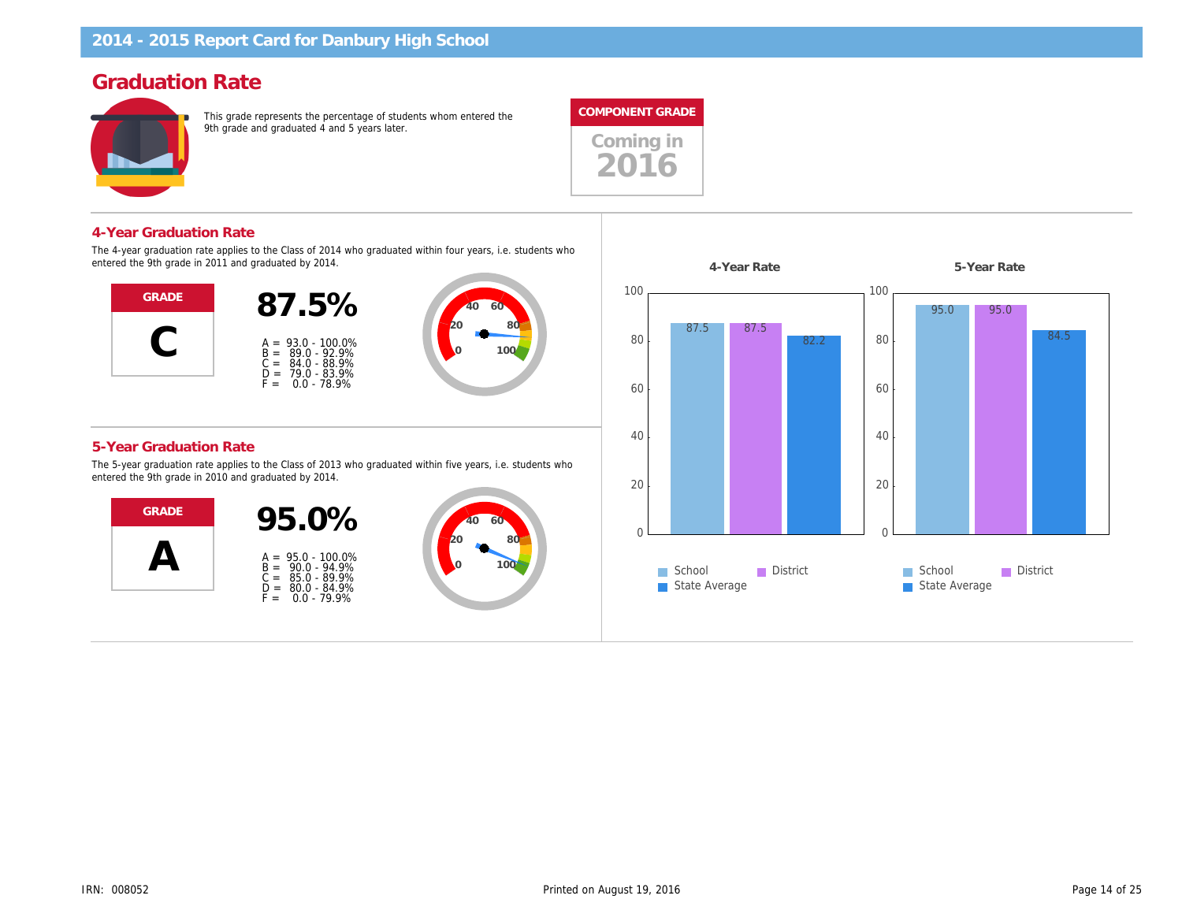# 2014 - 2015 Report Card for Danbury High School

## Graduation Rate

This grade represents the percentage of students whom entered the 9th grade and graduated 4 and 5 years later.

**COMPONENT GRADE**

Coming in 2016

### 4-Year Graduation Rate

The 4-year graduation rate applies to the Class of 2014 who graduated within four years, i.e. students who entered the 9th grade in 2011 and graduated by 2014.

**GRADE**

**C**

**87.5%**

A = 93.0 - 100.0%
B = 89.0 - 92.9%
C = 84.0 - 88.9%
D = 79.0 - 83.9%
F = 0.0 - 78.9%

### 5-Year Graduation Rate

The 5-year graduation rate applies to the Class of 2013 who graduated within five years, i.e. students who entered the 9th grade in 2010 and graduated by 2014.

**GRADE**

**A**

**95.0%**

A = 95.0 - 100.0%
B = 90.0 - 94.9%
C = 85.0 - 89.9%
D = 80.0 - 84.9%
F = 0.0 - 79.9%

| | School | District | State Average |
|---|---|---|---|
| 4-Year Rate | 87.5 | 87.5 | 82.2 |
| 5-Year Rate | 95.0 | 95.0 | 84.5 |

IRN: 008052

Printed on August 19, 2016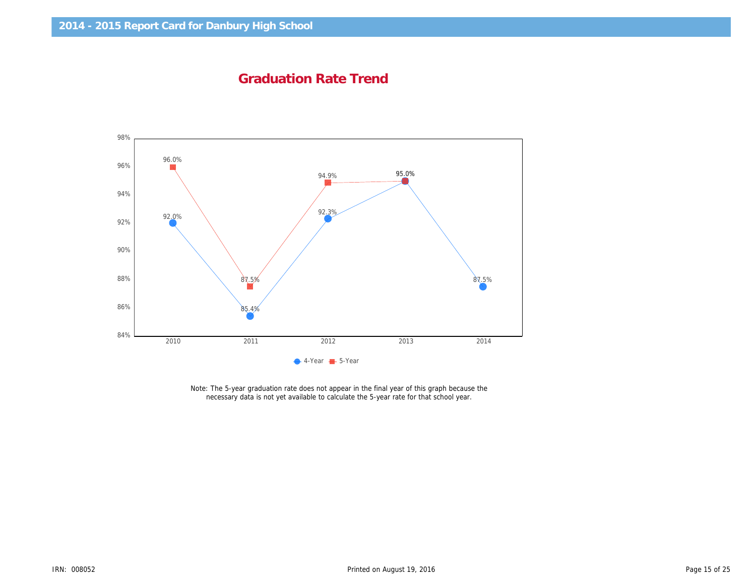## 2014 - 2015 Report Card for Danbury High School

# Graduation Rate Trend

| Year | 4-Year | 5-Year |
|---|---|---|
| 2010 | 92.0% | 96.0% |
| 2011 | 85.4% | 87.5% |
| 2012 | 92.3% | 94.9% |
| 2013 | 95.0% | 95.0% |
| 2014 | 87.5% | |

Note: The 5-year graduation rate does not appear in the final year of this graph because the necessary data is not yet available to calculate the 5-year rate for that school year.

IRN: 008052

Printed on August 19, 2016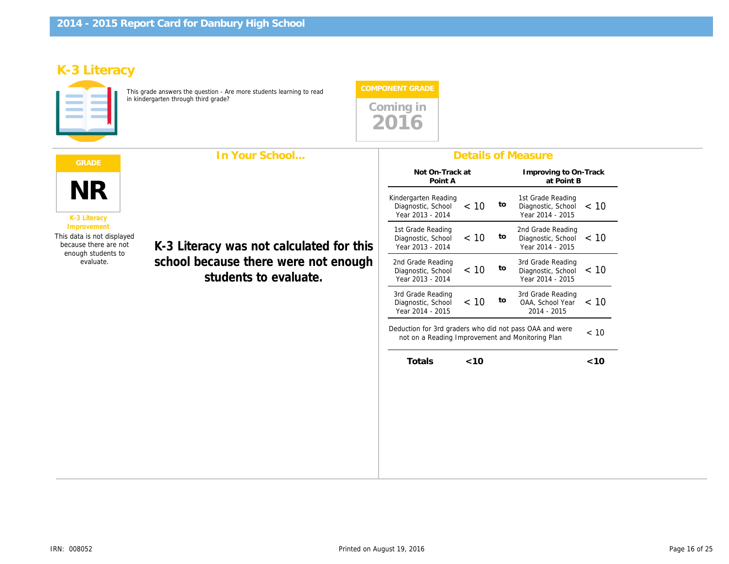# 2014 - 2015 Report Card for Danbury High School

## K-3 Literacy

This grade answers the question - Are more students learning to read in kindergarten through third grade?

**COMPONENT GRADE**

Coming in 2016

**GRADE**

**NR**

**K-3 Literacy Improvement**

This data is not displayed because there are not enough students to evaluate.

### In Your School...

**K-3 Literacy was not calculated for this school because there were not enough students to evaluate.**

### Details of Measure

| Not On-Track at Point A | | | Improving to On-Track at Point B | |
|---|---|---|---|---|
| Kindergarten Reading Diagnostic, School Year 2013 - 2014 | < 10 | to | 1st Grade Reading Diagnostic, School Year 2014 - 2015 | < 10 |
| 1st Grade Reading Diagnostic, School Year 2013 - 2014 | < 10 | to | 2nd Grade Reading Diagnostic, School Year 2014 - 2015 | < 10 |
| 2nd Grade Reading Diagnostic, School Year 2013 - 2014 | < 10 | to | 3rd Grade Reading Diagnostic, School Year 2014 - 2015 | < 10 |
| 3rd Grade Reading Diagnostic, School Year 2014 - 2015 | < 10 | to | 3rd Grade Reading OAA, School Year 2014 - 2015 | < 10 |
| Deduction for 3rd graders who did not pass OAA and were not on a Reading Improvement and Monitoring Plan | | | | < 10 |
| **Totals** | **<10** | | | **<10** |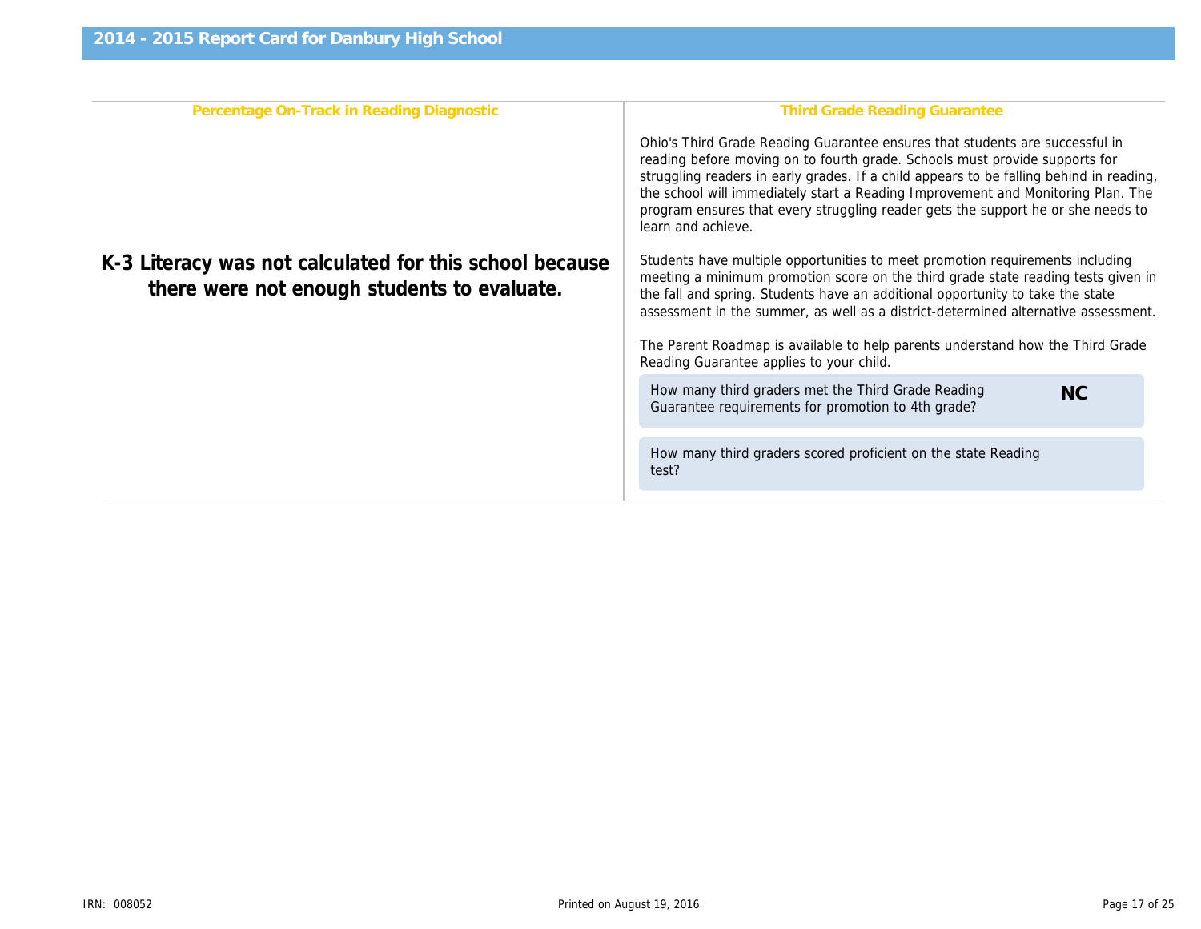## Percentage On-Track in Reading Diagnostic

**K-3 Literacy was not calculated for this school because there were not enough students to evaluate.**

## Third Grade Reading Guarantee

Ohio's Third Grade Reading Guarantee ensures that students are successful in reading before moving on to fourth grade. Schools must provide supports for struggling readers in early grades. If a child appears to be falling behind in reading, the school will immediately start a Reading Improvement and Monitoring Plan. The program ensures that every struggling reader gets the support he or she needs to learn and achieve.

Students have multiple opportunities to meet promotion requirements including meeting a minimum promotion score on the third grade state reading tests given in the fall and spring. Students have an additional opportunity to take the state assessment in the summer, as well as a district-determined alternative assessment.

The Parent Roadmap is available to help parents understand how the Third Grade Reading Guarantee applies to your child.

| Question | Result |
|---|---|
| How many third graders met the Third Grade Reading Guarantee requirements for promotion to 4th grade? | **NC** |
| How many third graders scored proficient on the state Reading test? | |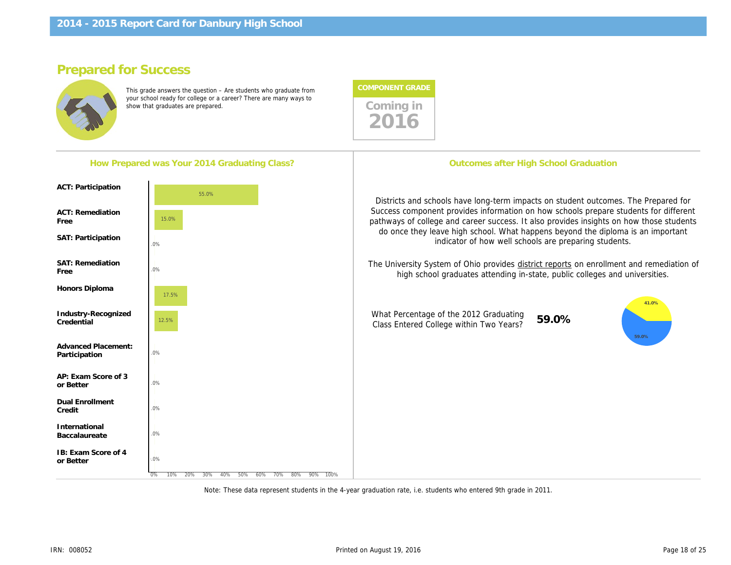# 2014 - 2015 Report Card for Danbury High School

## Prepared for Success

This grade answers the question – Are students who graduate from your school ready for college or a career? There are many ways to show that graduates are prepared.

**COMPONENT GRADE**

Coming in 2016

### How Prepared was Your 2014 Graduating Class?

| Measure | Percent |
|---|---|
| ACT: Participation | 55.0% |
| ACT: Remediation Free | 15.0% |
| SAT: Participation | .0% |
| SAT: Remediation Free | .0% |
| Honors Diploma | 17.5% |
| Industry-Recognized Credential | 12.5% |
| Advanced Placement: Participation | .0% |
| AP: Exam Score of 3 or Better | .0% |
| Dual Enrollment Credit | .0% |
| International Baccalaureate | .0% |
| IB: Exam Score of 4 or Better | .0% |

### Outcomes after High School Graduation

Districts and schools have long-term impacts on student outcomes. The Prepared for Success component provides information on how schools prepare students for different pathways of college and career success. It also provides insights on how those students do once they leave high school. What happens beyond the diploma is an important indicator of how well schools are preparing students.

The University System of Ohio provides district reports on enrollment and remediation of high school graduates attending in-state, public colleges and universities.

What Percentage of the 2012 Graduating Class Entered College within Two Years? **59.0%**

(Pie chart: 59.0% / 41.0%)

Note: These data represent students in the 4-year graduation rate, i.e. students who entered 9th grade in 2011.

IRN: 008052

Printed on August 19, 2016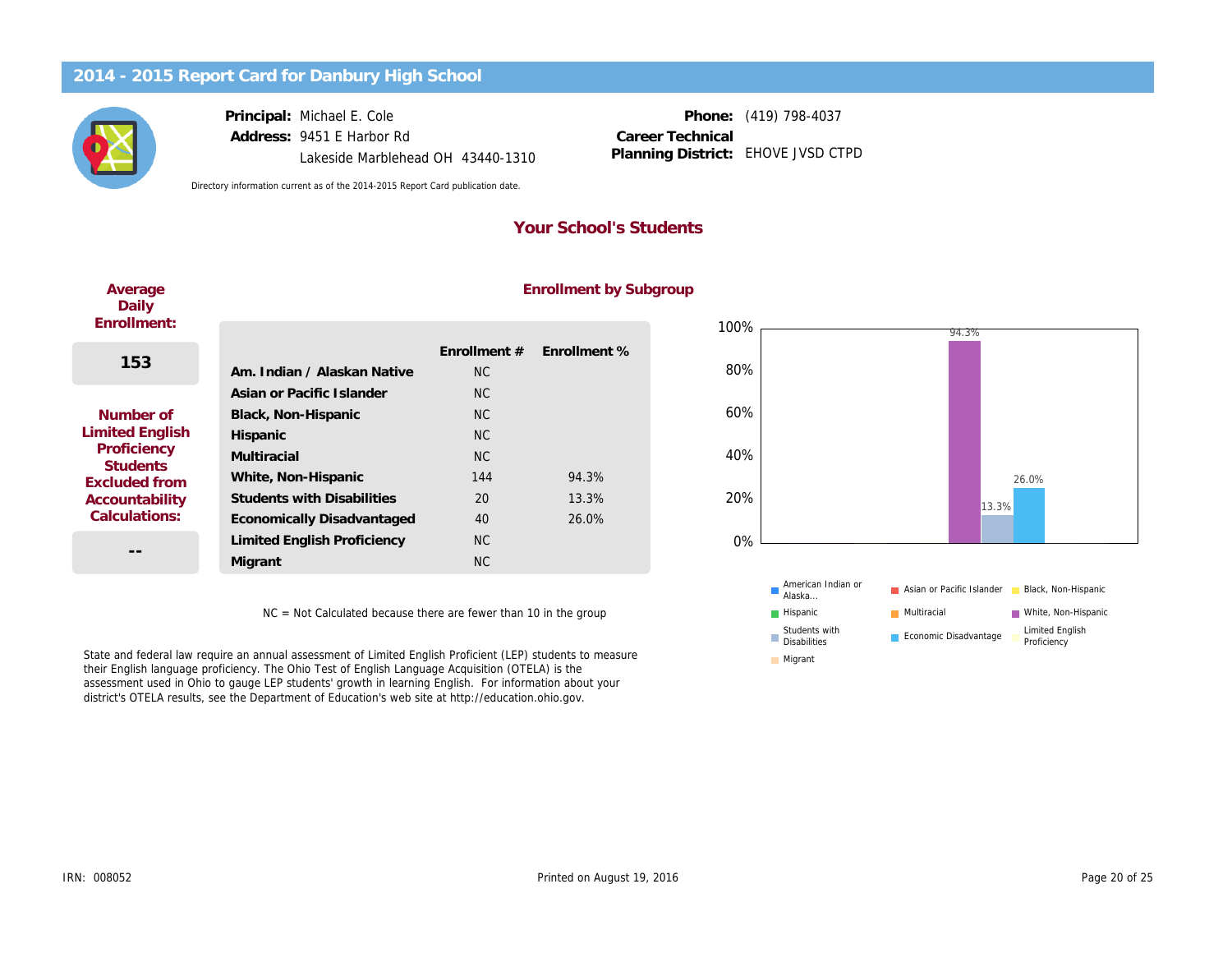# 2014 - 2015 Report Card for Danbury High School

**Principal:** Michael E. Cole
**Address:** 9451 E Harbor Rd
Lakeside Marblehead OH 43440-1310

**Phone:** (419) 798-4037
**Career Technical Planning District:** EHOVE JVSD CTPD

Directory information current as of the 2014-2015 Report Card publication date.

## Your School's Students

**Average Daily Enrollment:**

153

**Number of Limited English Proficiency Students Excluded from Accountability Calculations:**

--

### Enrollment by Subgroup

| | Enrollment # | Enrollment % |
|---|---|---|
| Am. Indian / Alaskan Native | NC | |
| Asian or Pacific Islander | NC | |
| Black, Non-Hispanic | NC | |
| Hispanic | NC | |
| Multiracial | NC | |
| White, Non-Hispanic | 144 | 94.3% |
| Students with Disabilities | 20 | 13.3% |
| Economically Disadvantaged | 40 | 26.0% |
| Limited English Proficiency | NC | |
| Migrant | NC | |

NC = Not Calculated because there are fewer than 10 in the group

| Subgroup | Enrollment % |
|---|---|
| White, Non-Hispanic | 94.3% |
| Students with Disabilities | 13.3% |
| Economic Disadvantage | 26.0% |

Legend: American Indian or Alaska..., Asian or Pacific Islander, Black, Non-Hispanic, Hispanic, Multiracial, White, Non-Hispanic, Students with Disabilities, Economic Disadvantage, Limited English Proficiency, Migrant

State and federal law require an annual assessment of Limited English Proficient (LEP) students to measure their English language proficiency. The Ohio Test of English Language Acquisition (OTELA) is the assessment used in Ohio to gauge LEP students' growth in learning English. For information about your district's OTELA results, see the Department of Education's web site at http://education.ohio.gov.

IRN: 008052

Printed on August 19, 2016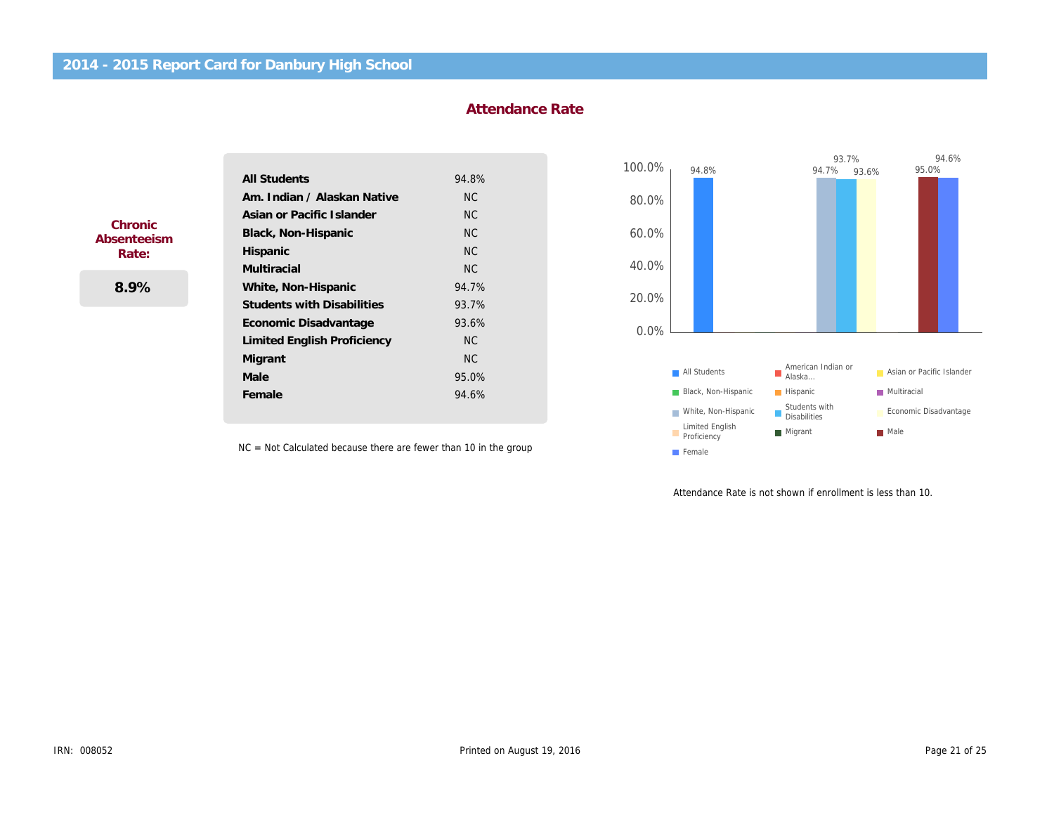## 2014 - 2015 Report Card for Danbury High School

### Attendance Rate

**Chronic Absenteeism Rate:**

**8.9%**

| Group | Rate |
|---|---|
| **All Students** | 94.8% |
| **Am. Indian / Alaskan Native** | NC |
| **Asian or Pacific Islander** | NC |
| **Black, Non-Hispanic** | NC |
| **Hispanic** | NC |
| **Multiracial** | NC |
| **White, Non-Hispanic** | 94.7% |
| **Students with Disabilities** | 93.7% |
| **Economic Disadvantage** | 93.6% |
| **Limited English Proficiency** | NC |
| **Migrant** | NC |
| **Male** | 95.0% |
| **Female** | 94.6% |

NC = Not Calculated because there are fewer than 10 in the group

Chart values: All Students 94.8%; White, Non-Hispanic 94.7%; Students with Disabilities 93.7%; Economic Disadvantage 93.6%; Male 95.0%; Female 94.6%

Legend: All Students; American Indian or Alaska...; Asian or Pacific Islander; Black, Non-Hispanic; Hispanic; Multiracial; White, Non-Hispanic; Students with Disabilities; Economic Disadvantage; Limited English Proficiency; Migrant; Male; Female

Attendance Rate is not shown if enrollment is less than 10.

IRN: 008052

Printed on August 19, 2016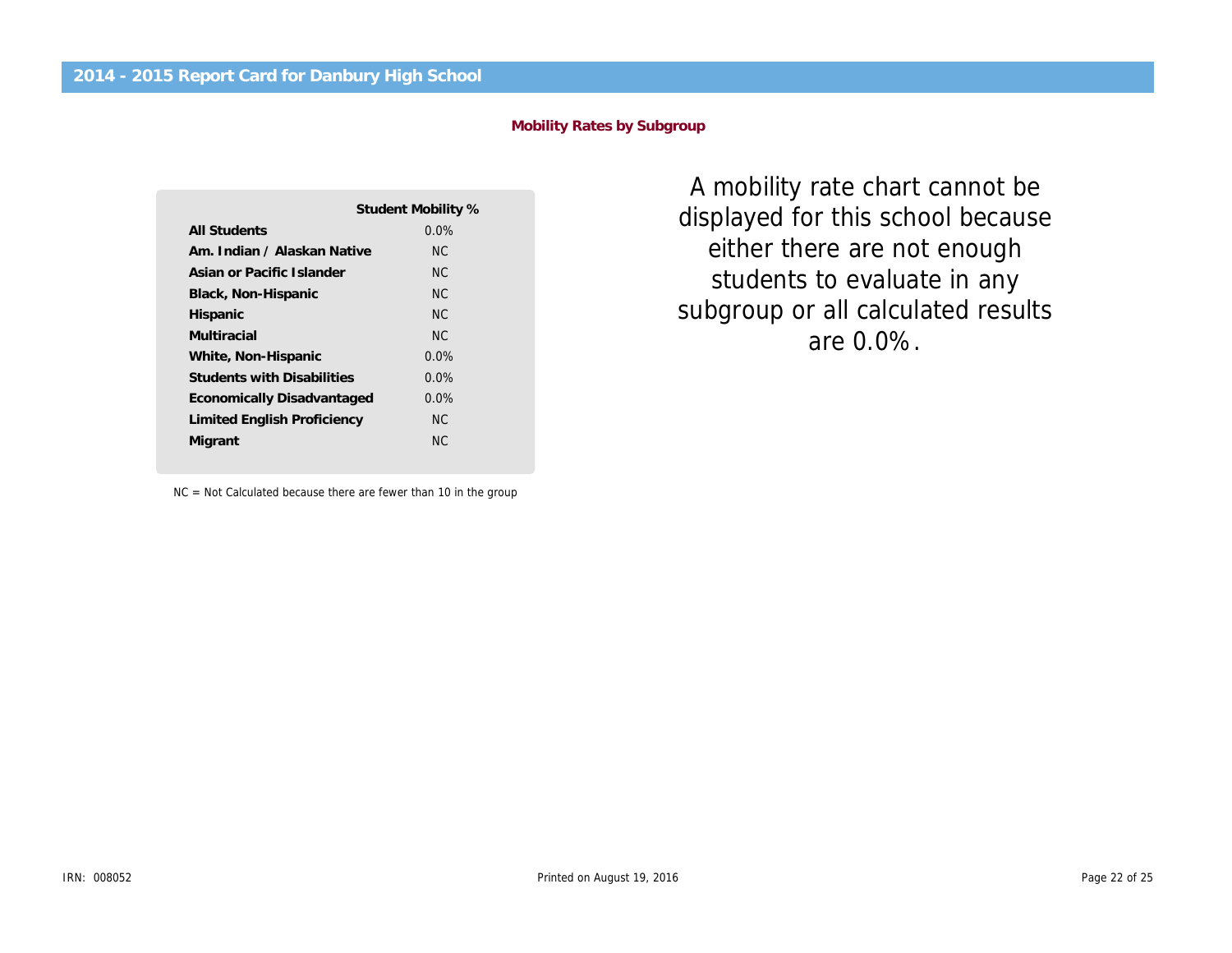## 2014 - 2015 Report Card for Danbury High School

### Mobility Rates by Subgroup

| | Student Mobility % |
|---|---|
| **All Students** | 0.0% |
| **Am. Indian / Alaskan Native** | NC |
| **Asian or Pacific Islander** | NC |
| **Black, Non-Hispanic** | NC |
| **Hispanic** | NC |
| **Multiracial** | NC |
| **White, Non-Hispanic** | 0.0% |
| **Students with Disabilities** | 0.0% |
| **Economically Disadvantaged** | 0.0% |
| **Limited English Proficiency** | NC |
| **Migrant** | NC |

NC = Not Calculated because there are fewer than 10 in the group

A mobility rate chart cannot be displayed for this school because either there are not enough students to evaluate in any subgroup or all calculated results are 0.0%.

IRN: 008052

Printed on August 19, 2016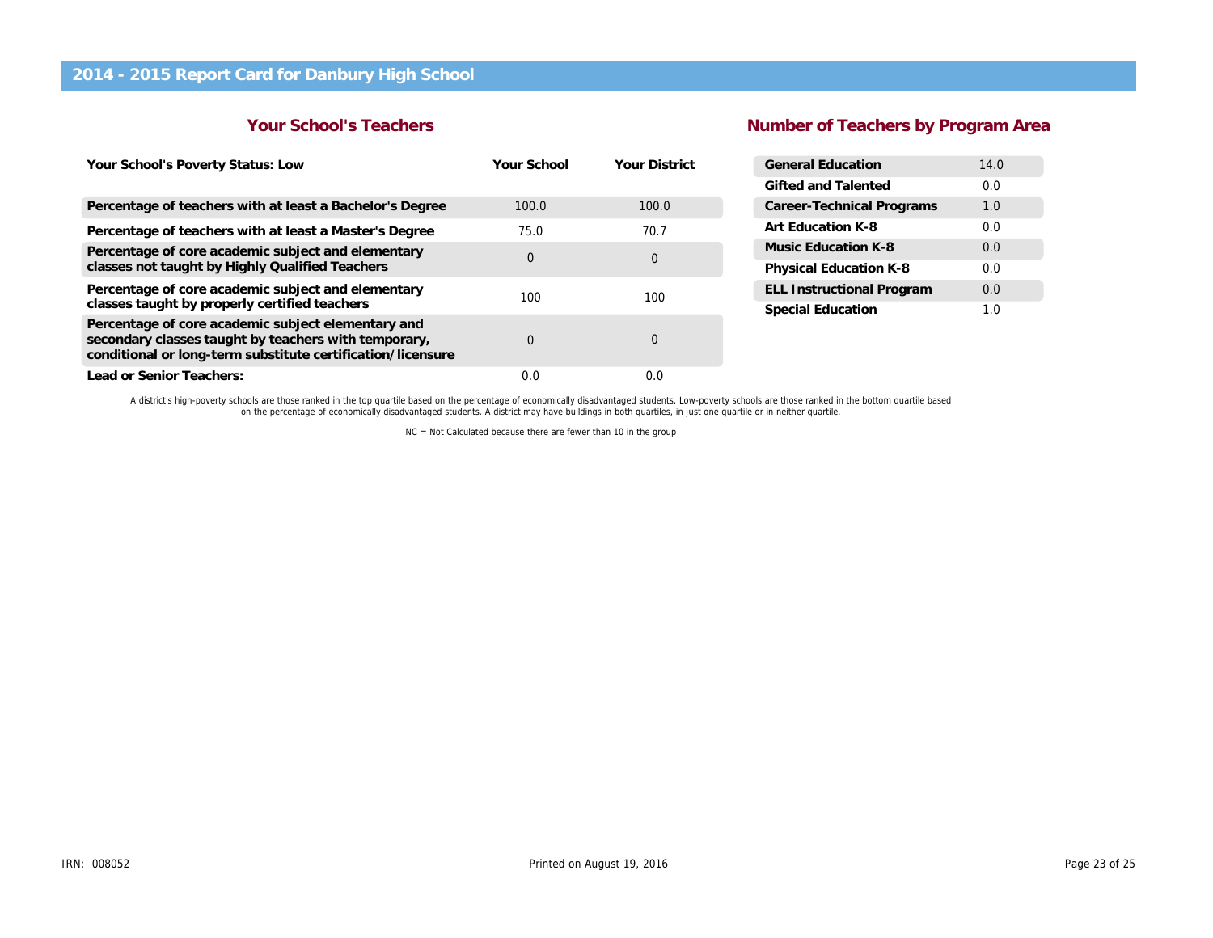# 2014 - 2015 Report Card for Danbury High School

## Your School's Teachers

| Your School's Poverty Status: Low | Your School | Your District |
|---|---|---|
| Percentage of teachers with at least a Bachelor's Degree | 100.0 | 100.0 |
| Percentage of teachers with at least a Master's Degree | 75.0 | 70.7 |
| Percentage of core academic subject and elementary classes not taught by Highly Qualified Teachers | 0 | 0 |
| Percentage of core academic subject and elementary classes taught by properly certified teachers | 100 | 100 |
| Percentage of core academic subject elementary and secondary classes taught by teachers with temporary, conditional or long-term substitute certification/licensure | 0 | 0 |
| Lead or Senior Teachers: | 0.0 | 0.0 |

## Number of Teachers by Program Area

| Program Area | Number |
|---|---|
| General Education | 14.0 |
| Gifted and Talented | 0.0 |
| Career-Technical Programs | 1.0 |
| Art Education K-8 | 0.0 |
| Music Education K-8 | 0.0 |
| Physical Education K-8 | 0.0 |
| ELL Instructional Program | 0.0 |
| Special Education | 1.0 |

A district's high-poverty schools are those ranked in the top quartile based on the percentage of economically disadvantaged students. Low-poverty schools are those ranked in the bottom quartile based on the percentage of economically disadvantaged students. A district may have buildings in both quartiles, in just one quartile or in neither quartile.

NC = Not Calculated because there are fewer than 10 in the group

IRN: 008052

Printed on August 19, 2016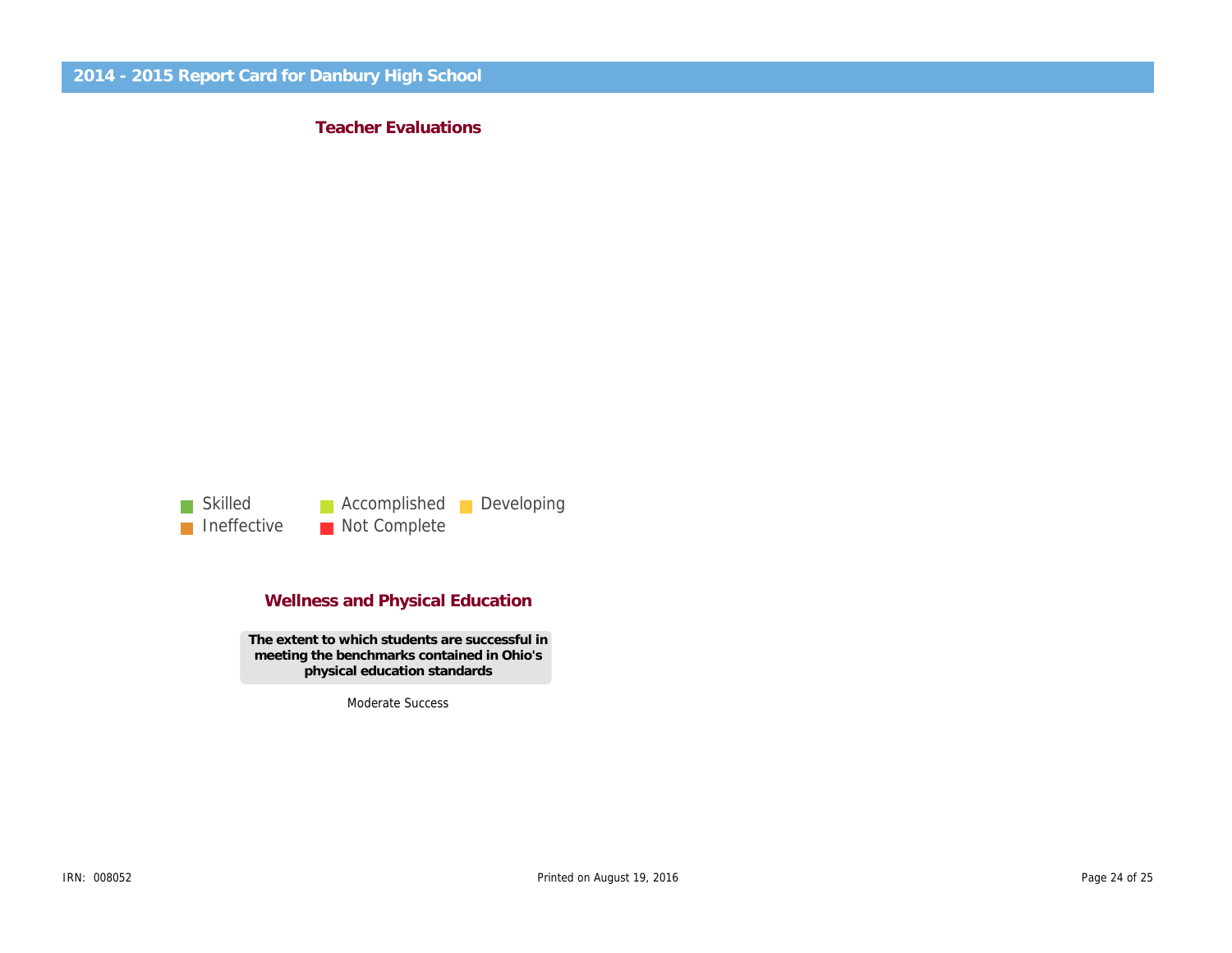# 2014 - 2015 Report Card for Danbury High School

## Teacher Evaluations

Skilled
Accomplished
Developing
Ineffective
Not Complete

## Wellness and Physical Education

**The extent to which students are successful in meeting the benchmarks contained in Ohio's physical education standards**

Moderate Success

IRN: 008052

Printed on August 19, 2016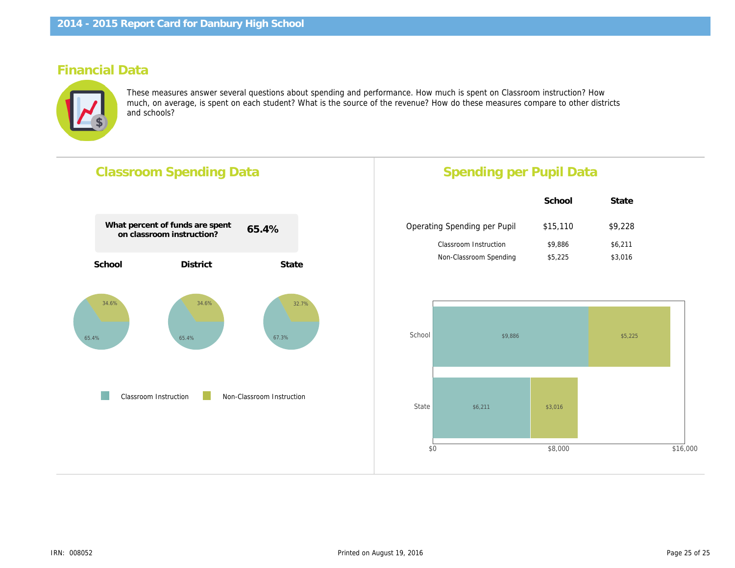## Financial Data

These measures answer several questions about spending and performance. How much is spent on Classroom instruction? How much, on average, is spent on each student? What is the source of the revenue? How do these measures compare to other districts and schools?

### Classroom Spending Data

| What percent of funds are spent on classroom instruction? | 65.4% |
|---|---|

School

34.6%
65.4%

District

34.6%
65.4%

State

32.7%
67.3%

Classroom Instruction
Non-Classroom Instruction

### Spending per Pupil Data

| | School | State |
|---|---|---|
| Operating Spending per Pupil | $15,110 | $9,228 |
| Classroom Instruction | $9,886 | $6,211 |
| Non-Classroom Spending | $5,225 | $3,016 |

School
$9,886
$5,225

State
$6,211
$3,016

$0
$8,000
$16,000